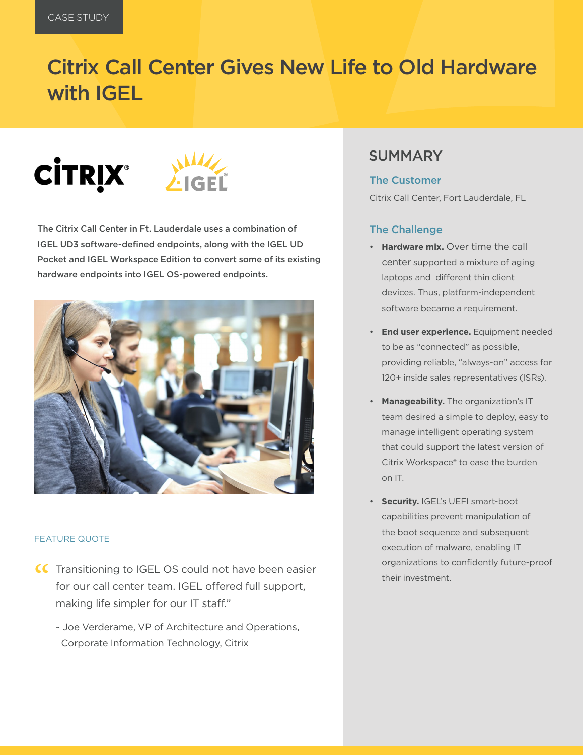CASE STUDY

# Citrix Call Center Gives New Life to Old Hardware with IGEL

**The Citrix Call Center in Ft. Lauderdale uses a combination of IGEL UD3 software-defined endpoints, along with the IGEL UD Pocket and IGEL Workspace Edition to convert some of its existing hardware endpoints into IGEL OS-powered endpoints.**

### FEATURE QUOTE

> "Transitioning to IGEL OS could not have been easier for our call center team. IGEL offered full support, making life simpler for our IT staff."
>
> ~ Joe Verderame, VP of Architecture and Operations, Corporate Information Technology, Citrix

## SUMMARY

### The Customer

Citrix Call Center, Fort Lauderdale, FL

### The Challenge

- **Hardware mix.** Over time the call center supported a mixture of aging laptops and different thin client devices. Thus, platform-independent software became a requirement.
- **End user experience.** Equipment needed to be as "connected" as possible, providing reliable, "always-on" access for 120+ inside sales representatives (ISRs).
- **Manageability.** The organization's IT team desired a simple to deploy, easy to manage intelligent operating system that could support the latest version of Citrix Workspace® to ease the burden on IT.
- **Security.** IGEL's UEFI smart-boot capabilities prevent manipulation of the boot sequence and subsequent execution of malware, enabling IT organizations to confidently future-proof their investment.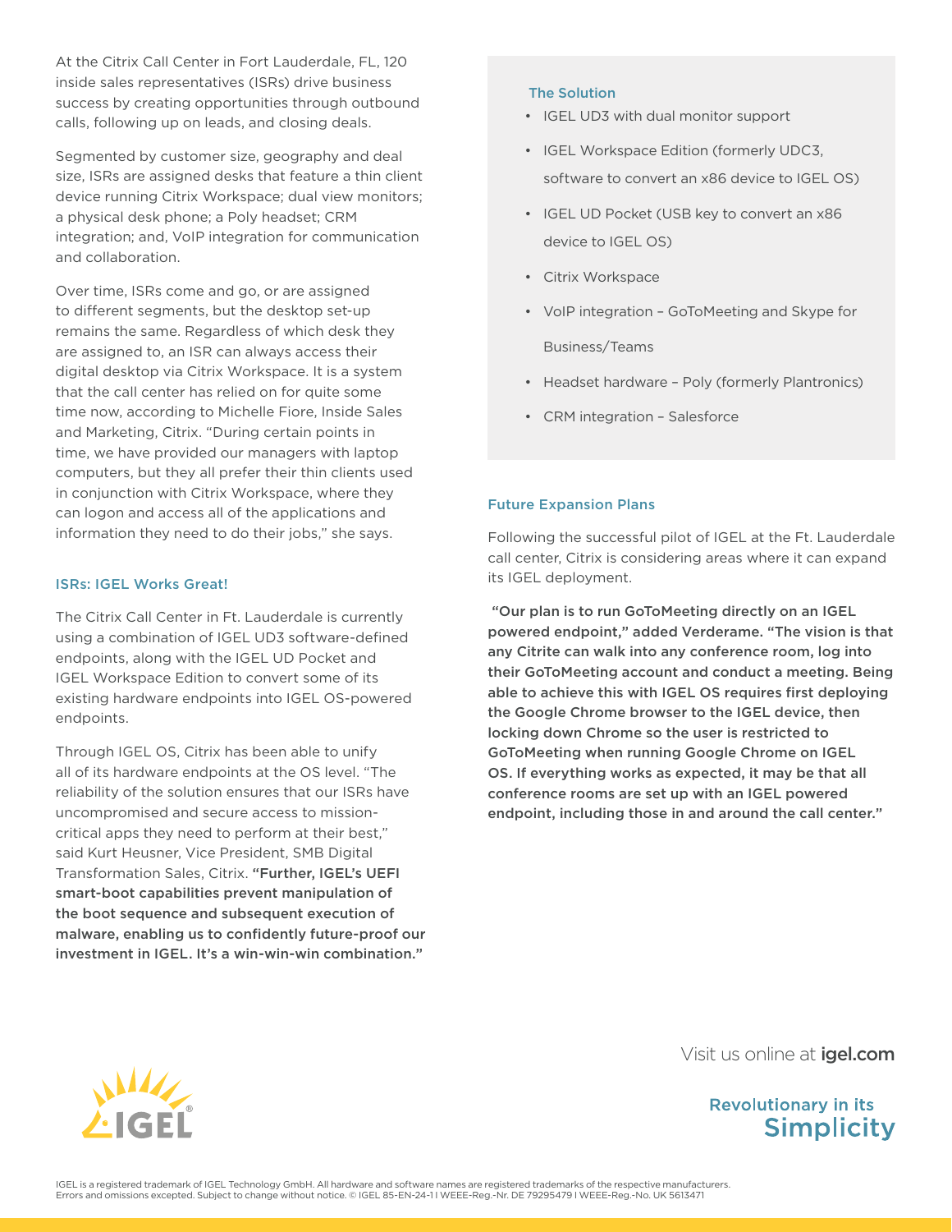At the Citrix Call Center in Fort Lauderdale, FL, 120 inside sales representatives (ISRs) drive business success by creating opportunities through outbound calls, following up on leads, and closing deals.

Segmented by customer size, geography and deal size, ISRs are assigned desks that feature a thin client device running Citrix Workspace; dual view monitors; a physical desk phone; a Poly headset; CRM integration; and, VoIP integration for communication and collaboration.

Over time, ISRs come and go, or are assigned to different segments, but the desktop set-up remains the same. Regardless of which desk they are assigned to, an ISR can always access their digital desktop via Citrix Workspace. It is a system that the call center has relied on for quite some time now, according to Michelle Fiore, Inside Sales and Marketing, Citrix. "During certain points in time, we have provided our managers with laptop computers, but they all prefer their thin clients used in conjunction with Citrix Workspace, where they can logon and access all of the applications and information they need to do their jobs," she says.

### ISRs: IGEL Works Great!

The Citrix Call Center in Ft. Lauderdale is currently using a combination of IGEL UD3 software-defined endpoints, along with the IGEL UD Pocket and IGEL Workspace Edition to convert some of its existing hardware endpoints into IGEL OS-powered endpoints.

Through IGEL OS, Citrix has been able to unify all of its hardware endpoints at the OS level. "The reliability of the solution ensures that our ISRs have uncompromised and secure access to mission-critical apps they need to perform at their best," said Kurt Heusner, Vice President, SMB Digital Transformation Sales, Citrix. **"Further, IGEL's UEFI smart-boot capabilities prevent manipulation of the boot sequence and subsequent execution of malware, enabling us to confidently future-proof our investment in IGEL. It's a win-win-win combination."**

### The Solution

- IGEL UD3 with dual monitor support
- IGEL Workspace Edition (formerly UDC3, software to convert an x86 device to IGEL OS)
- IGEL UD Pocket (USB key to convert an x86 device to IGEL OS)
- Citrix Workspace
- VoIP integration – GoToMeeting and Skype for Business/Teams
- Headset hardware – Poly (formerly Plantronics)
- CRM integration – Salesforce

### Future Expansion Plans

Following the successful pilot of IGEL at the Ft. Lauderdale call center, Citrix is considering areas where it can expand its IGEL deployment.

**"Our plan is to run GoToMeeting directly on an IGEL powered endpoint," added Verderame. "The vision is that any Citrite can walk into any conference room, log into their GoToMeeting account and conduct a meeting. Being able to achieve this with IGEL OS requires first deploying the Google Chrome browser to the IGEL device, then locking down Chrome so the user is restricted to GoToMeeting when running Google Chrome on IGEL OS. If everything works as expected, it may be that all conference rooms are set up with an IGEL powered endpoint, including those in and around the call center."**

Visit us online at **igel.com**

IGEL

Revolutionary in its Simplicity

IGEL is a registered trademark of IGEL Technology GmbH. All hardware and software names are registered trademarks of the respective manufacturers. Errors and omissions excepted. Subject to change without notice. © IGEL 85-EN-24-1 I WEEE-Reg.-Nr. DE 79295479 I WEEE-Reg.-No. UK 5613471